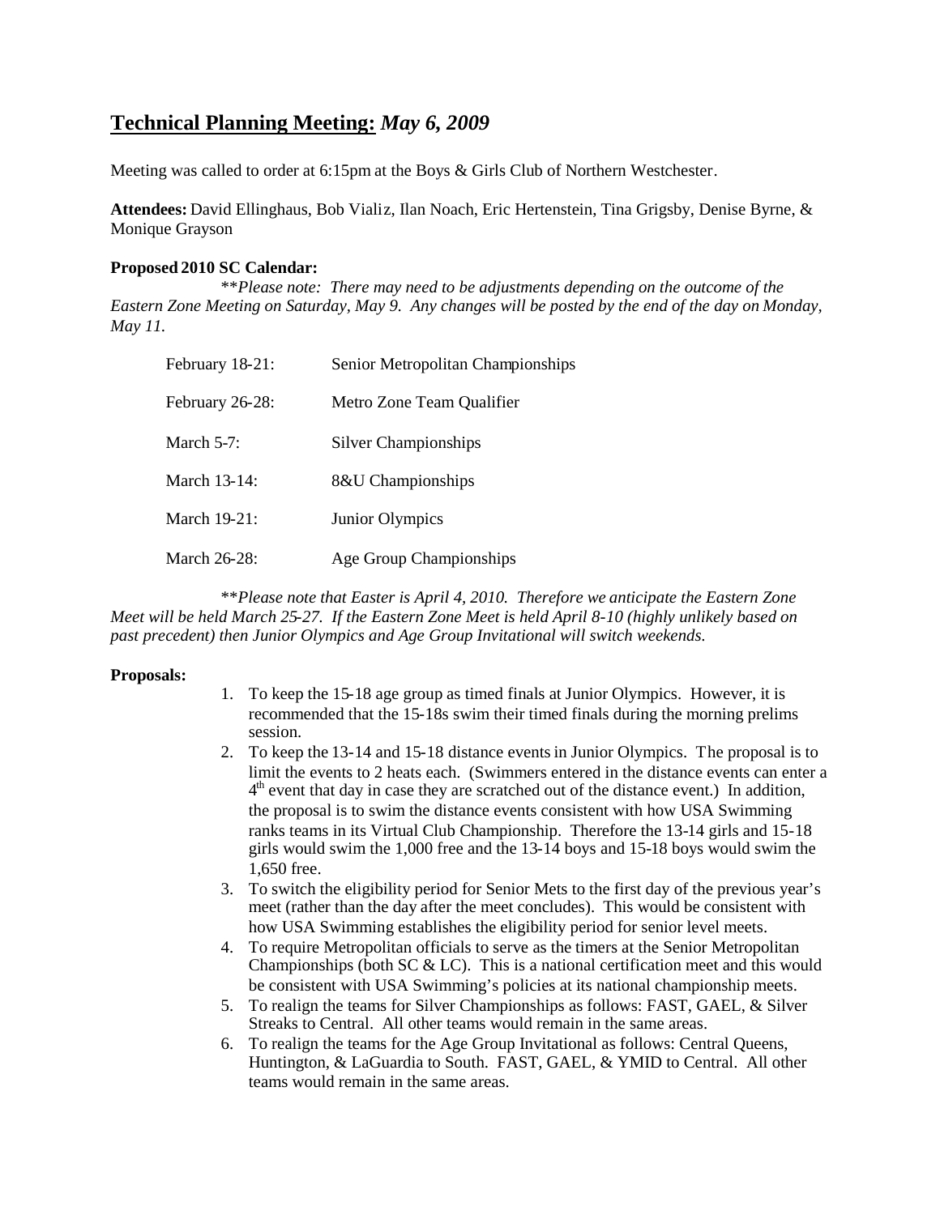# **Technical Planning Meeting:** *May 6, 2009*

Meeting was called to order at 6:15pm at the Boys & Girls Club of Northern Westchester.

**Attendees:** David Ellinghaus, Bob Vializ, Ilan Noach, Eric Hertenstein, Tina Grigsby, Denise Byrne, & Monique Grayson

**Proposed 2010 SC Calendar:**

\*\**Please note: There may need to be adjustments depending on the outcome of the Eastern Zone Meeting on Saturday, May 9. Any changes will be posted by the end of the day on Monday, May 11.*

| | |
|---|---|
| February 18-21: | Senior Metropolitan Championships |
| February 26-28: | Metro Zone Team Qualifier |
| March 5-7: | Silver Championships |
| March 13-14: | 8&U Championships |
| March 19-21: | Junior Olympics |
| March 26-28: | Age Group Championships |

\*\**Please note that Easter is April 4, 2010. Therefore we anticipate the Eastern Zone Meet will be held March 25-27. If the Eastern Zone Meet is held April 8-10 (highly unlikely based on past precedent) then Junior Olympics and Age Group Invitational will switch weekends.*

**Proposals:**

1. To keep the 15-18 age group as timed finals at Junior Olympics. However, it is recommended that the 15-18s swim their timed finals during the morning prelims session.
2. To keep the 13-14 and 15-18 distance events in Junior Olympics. The proposal is to limit the events to 2 heats each. (Swimmers entered in the distance events can enter a 4th event that day in case they are scratched out of the distance event.) In addition, the proposal is to swim the distance events consistent with how USA Swimming ranks teams in its Virtual Club Championship. Therefore the 13-14 girls and 15-18 girls would swim the 1,000 free and the 13-14 boys and 15-18 boys would swim the 1,650 free.
3. To switch the eligibility period for Senior Mets to the first day of the previous year's meet (rather than the day after the meet concludes). This would be consistent with how USA Swimming establishes the eligibility period for senior level meets.
4. To require Metropolitan officials to serve as the timers at the Senior Metropolitan Championships (both SC & LC). This is a national certification meet and this would be consistent with USA Swimming's policies at its national championship meets.
5. To realign the teams for Silver Championships as follows: FAST, GAEL, & Silver Streaks to Central. All other teams would remain in the same areas.
6. To realign the teams for the Age Group Invitational as follows: Central Queens, Huntington, & LaGuardia to South. FAST, GAEL, & YMID to Central. All other teams would remain in the same areas.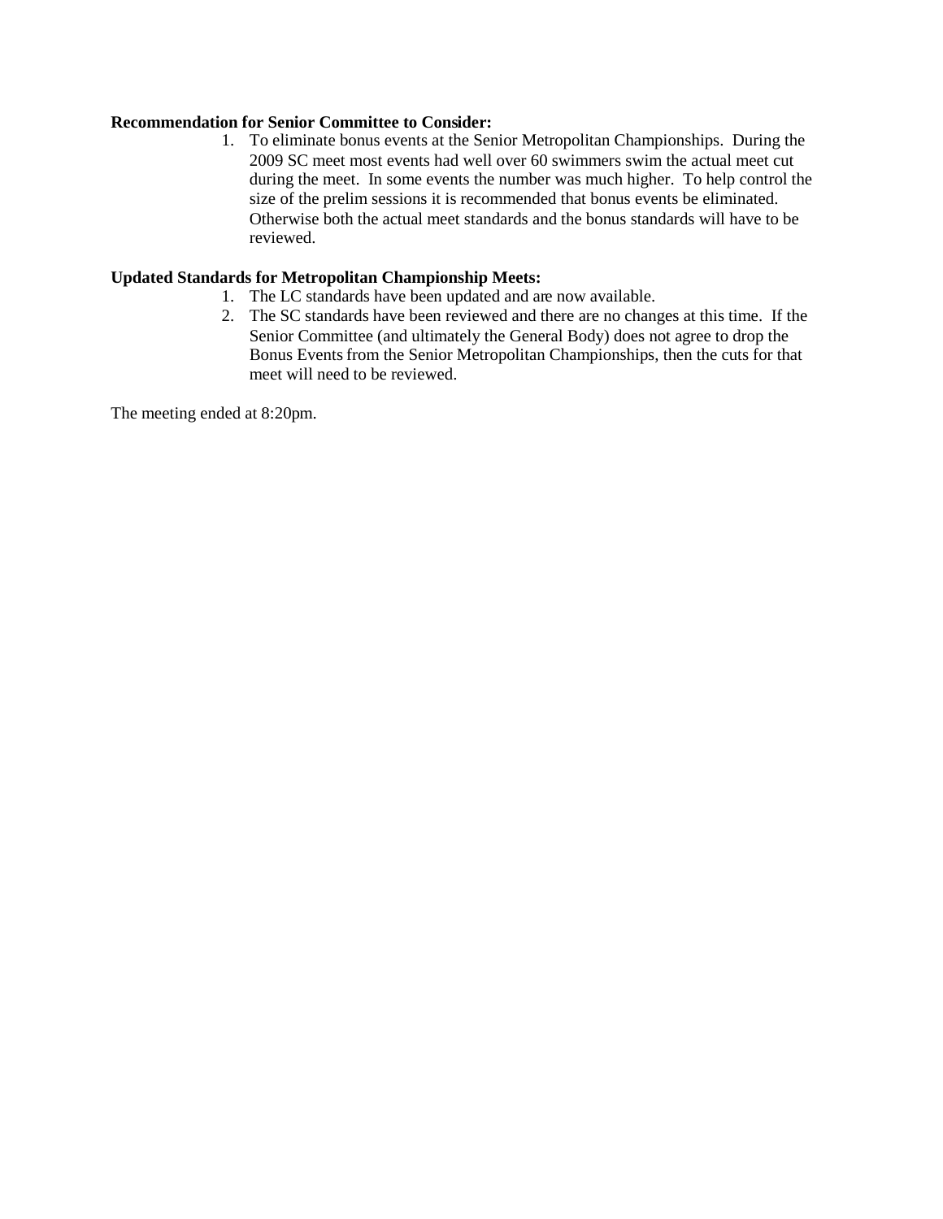**Recommendation for Senior Committee to Consider:**

1. To eliminate bonus events at the Senior Metropolitan Championships. During the 2009 SC meet most events had well over 60 swimmers swim the actual meet cut during the meet. In some events the number was much higher. To help control the size of the prelim sessions it is recommended that bonus events be eliminated. Otherwise both the actual meet standards and the bonus standards will have to be reviewed.

**Updated Standards for Metropolitan Championship Meets:**

1. The LC standards have been updated and are now available.
2. The SC standards have been reviewed and there are no changes at this time. If the Senior Committee (and ultimately the General Body) does not agree to drop the Bonus Events from the Senior Metropolitan Championships, then the cuts for that meet will need to be reviewed.

The meeting ended at 8:20pm.